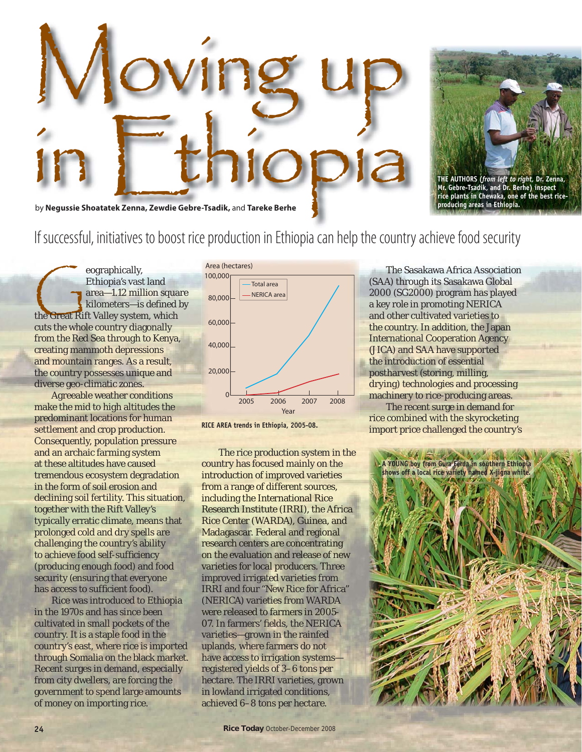# Moving up in Ethiopia

by **Negussie Shoatatek Zenna, Zewdie Gebre-Tsadik,** and **Tareke Berhe**

**THE AUTHORS** (*from left to right,* Dr. Zenna, Mr. Gebre-Tsadik, and Dr. Berhe) inspect rice plants in Chewaka, one of the best rice-producing areas in Ethiopia.

## If successful, initiatives to boost rice production in Ethiopia can help the country achieve food security

Geographically, Ethiopia's vast land area—1.12 million square kilometers—is defined by the Great Rift Valley system, which cuts the whole country diagonally from the Red Sea through to Kenya, creating mammoth depressions and mountain ranges. As a result, the country possesses unique and diverse geo-climatic zones.

Agreeable weather conditions make the mid to high altitudes the predominant locations for human settlement and crop production. Consequently, population pressure and an archaic farming system at these altitudes have caused tremendous ecosystem degradation in the form of soil erosion and declining soil fertility. This situation, together with the Rift Valley's typically erratic climate, means that prolonged cold and dry spells are challenging the country's ability to achieve food self-sufficiency (producing enough food) and food security (ensuring that everyone has access to sufficient food).

Rice was introduced to Ethiopia in the 1970s and has since been cultivated in small pockets of the country. It is a staple food in the country's east, where rice is imported through Somalia on the black market. Recent surges in demand, especially from city dwellers, are forcing the government to spend large amounts of money on importing rice.

**RICE AREA trends in Ethiopia, 2005-08.**

The rice production system in the country has focused mainly on the introduction of improved varieties from a range of different sources, including the International Rice Research Institute (IRRI), the Africa Rice Center (WARDA), Guinea, and Madagascar. Federal and regional research centers are concentrating on the evaluation and release of new varieties for local producers. Three improved irrigated varieties from IRRI and four "New Rice for Africa" (NERICA) varieties from WARDA were released to farmers in 2005-07. In farmers' fields, the NERICA varieties—grown in the rainfed uplands, where farmers do not have access to irrigation systems—registered yields of 3–6 tons per hectare. The IRRI varieties, grown in lowland irrigated conditions, achieved 6–8 tons per hectare.

The Sasakawa Africa Association (SAA) through its Sasakawa Global 2000 (SG2000) program has played a key role in promoting NERICA and other cultivated varieties to the country. In addition, the Japan International Cooperation Agency (JICA) and SAA have supported the introduction of essential postharvest (storing, milling, drying) technologies and processing machinery to rice-producing areas.

The recent surge in demand for rice combined with the skyrocketing import price challenged the country's

A YOUNG boy from Gura Ferda in southern Ethiopia shows off a local rice variety named X-jigna white.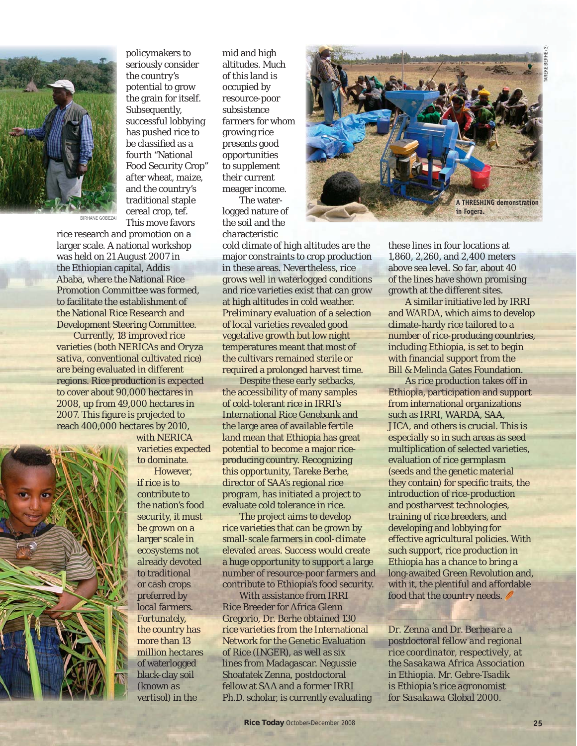policymakers to seriously consider the country's potential to grow the grain for itself. Subsequently, successful lobbying has pushed rice to be classified as a fourth "National Food Security Crop" after wheat, maize, and the country's traditional staple cereal crop, tef. This move favors rice research and promotion on a larger scale. A national workshop was held on 21 August 2007 in the Ethiopian capital, Addis Ababa, where the National Rice Promotion Committee was formed, to facilitate the establishment of the National Rice Research and Development Steering Committee.

Currently, 18 improved rice varieties (both NERICAs and *Oryza sativa*, conventional cultivated rice) are being evaluated in different regions. Rice production is expected to cover about 90,000 hectares in 2008, up from 49,000 hectares in 2007. This figure is projected to reach 400,000 hectares by 2010, with NERICA varieties expected to dominate.

However, if rice is to contribute to the nation's food security, it must be grown on a larger scale in ecosystems not already devoted to traditional or cash crops preferred by local farmers. Fortunately, the country has more than 13 million hectares of waterlogged black-clay soil (known as vertisol) in the mid and high altitudes. Much of this land is occupied by resource-poor subsistence farmers for whom growing rice presents good opportunities to supplement their current meager income.

The water-logged nature of the soil and the characteristic cold climate of high altitudes are the major constraints to crop production in these areas. Nevertheless, rice grows well in waterlogged conditions and rice varieties exist that can grow at high altitudes in cold weather. Preliminary evaluation of a selection of local varieties revealed good vegetative growth but low night temperatures meant that most of the cultivars remained sterile or required a prolonged harvest time.

Despite these early setbacks, the accessibility of many samples of cold-tolerant rice in IRRI's International Rice Genebank and the large area of available fertile land mean that Ethiopia has great potential to become a major rice-producing country. Recognizing this opportunity, Tareke Berhe, director of SAA's regional rice program, has initiated a project to evaluate cold tolerance in rice.

The project aims to develop rice varieties that can be grown by small-scale farmers in cool-climate elevated areas. Success would create a huge opportunity to support a large number of resource-poor farmers and contribute to Ethiopia's food security.

With assistance from IRRI Rice Breeder for Africa Glenn Gregorio, Dr. Berhe obtained 130 rice varieties from the International Network for the Genetic Evaluation of Rice (INGER), as well as six lines from Madagascar. Negussie Shoatatek Zenna, postdoctoral fellow at SAA and a former IRRI Ph.D. scholar, is currently evaluating these lines in four locations at 1,860, 2,260, and 2,400 meters above sea level. So far, about 40 of the lines have shown promising growth at the different sites.

A THRESHING demonstration in Fogera.

A similar initiative led by IRRI and WARDA, which aims to develop climate-hardy rice tailored to a number of rice-producing countries, including Ethiopia, is set to begin with financial support from the Bill & Melinda Gates Foundation.

As rice production takes off in Ethiopia, participation and support from international organizations such as IRRI, WARDA, SAA, JICA, and others is crucial. This is especially so in such areas as seed multiplication of selected varieties, evaluation of rice germplasm (seeds and the genetic material they contain) for specific traits, the introduction of rice-production and postharvest technologies, training of rice breeders, and developing and lobbying for effective agricultural policies. With such support, rice production in Ethiopia has a chance to bring a long-awaited Green Revolution and, with it, the plentiful and affordable food that the country needs.

---

*Dr. Zenna and Dr. Berhe are a postdoctoral fellow and regional rice coordinator, respectively, at the Sasakawa Africa Association in Ethiopia. Mr. Gebre-Tsadik is Ethiopia's rice agronomist for Sasakawa Global 2000.*